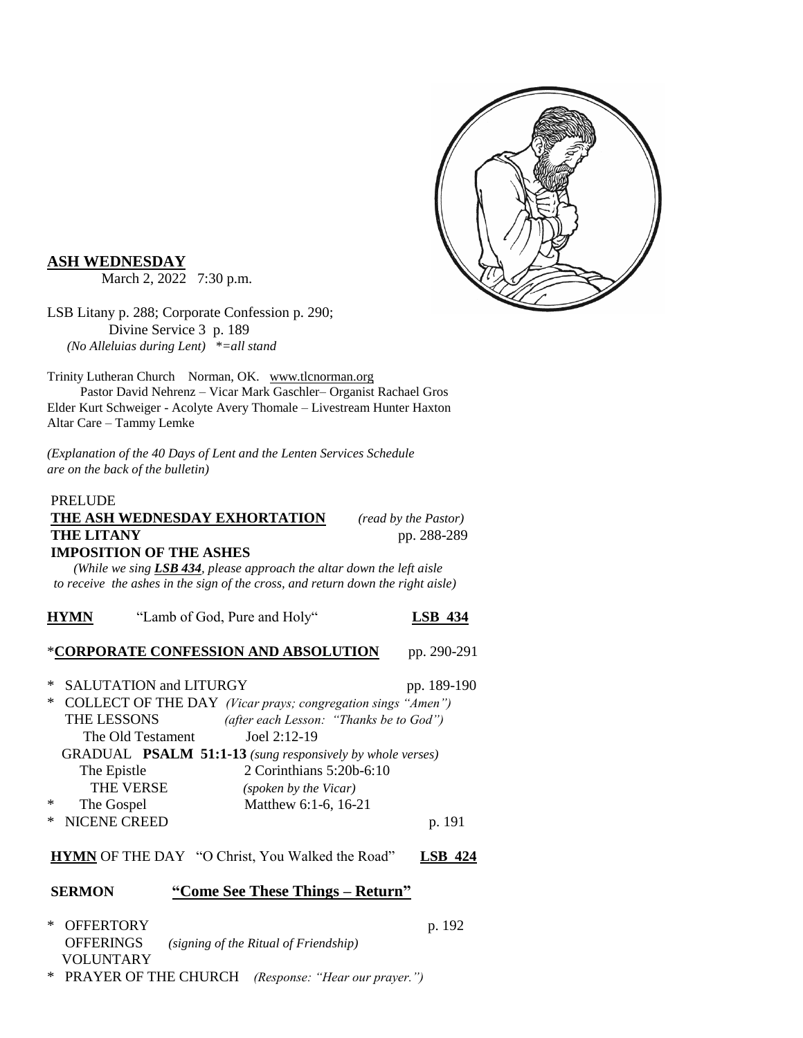## ASH WEDNESDAY

March 2, 2022 7:30 p.m.

LSB Litany p. 288; Corporate Confession p. 290;
Divine Service 3 p. 189
*(No Alleluias during Lent) \*=all stand*

Trinity Lutheran Church Norman, OK. www.tlcnorman.org
Pastor David Nehrenz – Vicar Mark Gaschler– Organist Rachael Gros
Elder Kurt Schweiger - Acolyte Avery Thomale – Livestream Hunter Haxton
Altar Care – Tammy Lemke

*(Explanation of the 40 Days of Lent and the Lenten Services Schedule are on the back of the bulletin)*

PRELUDE

**THE ASH WEDNESDAY EXHORTATION** *(read by the Pastor)*

**THE LITANY** pp. 288-289

**IMPOSITION OF THE ASHES**

*(While we sing **LSB 434**, please approach the altar down the left aisle to receive the ashes in the sign of the cross, and return down the right aisle)*

**HYMN** "Lamb of God, Pure and Holy" **LSB 434**

\***CORPORATE CONFESSION AND ABSOLUTION** pp. 290-291

\* SALUTATION and LITURGY pp. 189-190

\* COLLECT OF THE DAY *(Vicar prays; congregation sings "Amen")*

THE LESSONS *(after each Lesson: "Thanks be to God")*

The Old Testament Joel 2:12-19

GRADUAL **PSALM 51:1-13** *(sung responsively by whole verses)*

The Epistle 2 Corinthians 5:20b-6:10

THE VERSE *(spoken by the Vicar)*

\* The Gospel Matthew 6:1-6, 16-21

\* NICENE CREED p. 191

**HYMN** OF THE DAY "O Christ, You Walked the Road" **LSB 424**

**SERMON** **"Come See These Things – Return"**

\* OFFERTORY p. 192

OFFERINGS *(signing of the Ritual of Friendship)*

VOLUNTARY

\* PRAYER OF THE CHURCH *(Response: "Hear our prayer.")*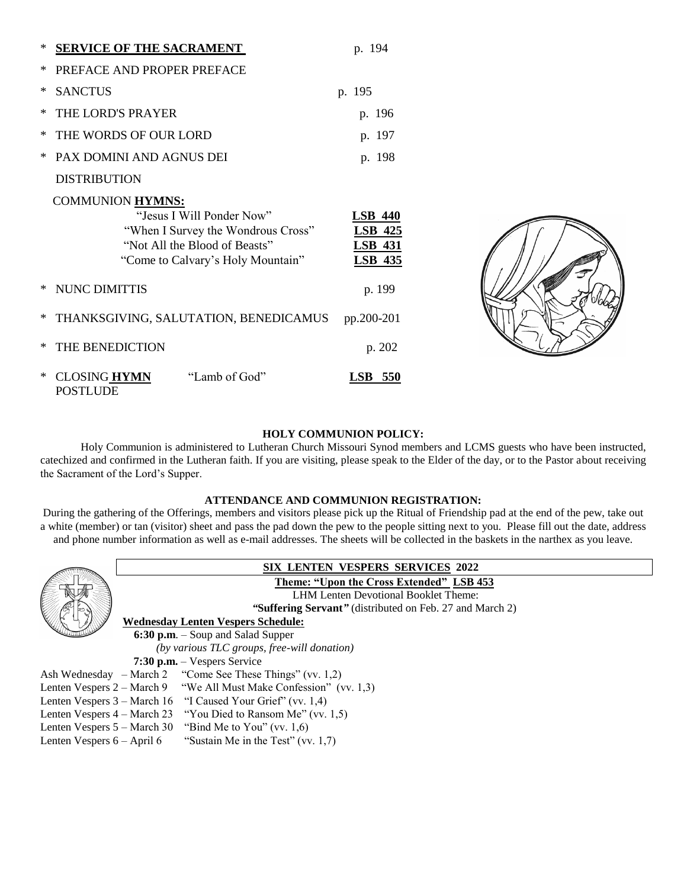\* **SERVICE OF THE SACRAMENT** p. 194

\* PREFACE AND PROPER PREFACE

\* SANCTUS p. 195

\* THE LORD'S PRAYER p. 196

\* THE WORDS OF OUR LORD p. 197

\* PAX DOMINI AND AGNUS DEI p. 198

DISTRIBUTION

COMMUNION **HYMNS:**

| | |
|---|---|
| "Jesus I Will Ponder Now" | **LSB 440** |
| "When I Survey the Wondrous Cross" | **LSB 425** |
| "Not All the Blood of Beasts" | **LSB 431** |
| "Come to Calvary's Holy Mountain" | **LSB 435** |

\* NUNC DIMITTIS p. 199

\* THANKSGIVING, SALUTATION, BENEDICAMUS pp.200-201

\* THE BENEDICTION p. 202

\* CLOSING **HYMN** "Lamb of God" **LSB 550**

POSTLUDE

**HOLY COMMUNION POLICY:**

Holy Communion is administered to Lutheran Church Missouri Synod members and LCMS guests who have been instructed, catechized and confirmed in the Lutheran faith. If you are visiting, please speak to the Elder of the day, or to the Pastor about receiving the Sacrament of the Lord's Supper.

**ATTENDANCE AND COMMUNION REGISTRATION:**

During the gathering of the Offerings, members and visitors please pick up the Ritual of Friendship pad at the end of the pew, take out a white (member) or tan (visitor) sheet and pass the pad down the pew to the people sitting next to you. Please fill out the date, address and phone number information as well as e-mail addresses. The sheets will be collected in the baskets in the narthex as you leave.

**SIX LENTEN VESPERS SERVICES 2022**

**Theme: "Upon the Cross Extended" LSB 453**

LHM Lenten Devotional Booklet Theme:

***"*Suffering Servant*"*** (distributed on Feb. 27 and March 2)

**Wednesday Lenten Vespers Schedule:**

**6:30 p.m**. – Soup and Salad Supper

*(by various TLC groups, free-will donation)*

**7:30 p.m.** – Vespers Service

| | |
|---|---|
| Ash Wednesday – March 2 | "Come See These Things" (vv. 1,2) |
| Lenten Vespers 2 – March 9 | "We All Must Make Confession" (vv. 1,3) |
| Lenten Vespers 3 – March 16 | "I Caused Your Grief" (vv. 1,4) |
| Lenten Vespers 4 – March 23 | "You Died to Ransom Me" (vv. 1,5) |
| Lenten Vespers 5 – March 30 | "Bind Me to You" (vv. 1,6) |
| Lenten Vespers 6 – April 6 | "Sustain Me in the Test" (vv. 1,7) |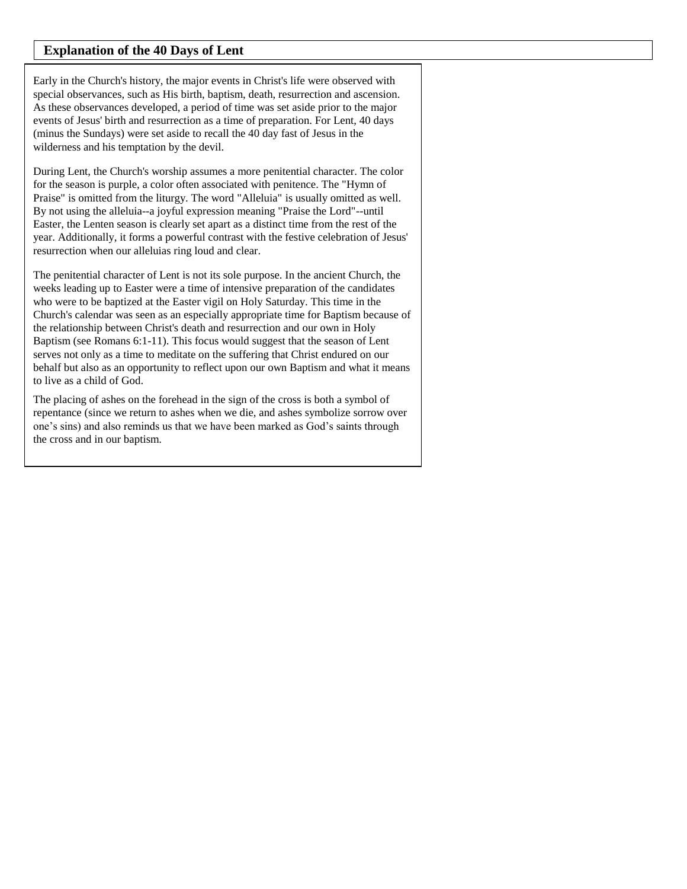## Explanation of the 40 Days of Lent

Early in the Church's history, the major events in Christ's life were observed with special observances, such as His birth, baptism, death, resurrection and ascension. As these observances developed, a period of time was set aside prior to the major events of Jesus' birth and resurrection as a time of preparation. For Lent, 40 days (minus the Sundays) were set aside to recall the 40 day fast of Jesus in the wilderness and his temptation by the devil.

During Lent, the Church's worship assumes a more penitential character. The color for the season is purple, a color often associated with penitence. The "Hymn of Praise" is omitted from the liturgy. The word "Alleluia" is usually omitted as well. By not using the alleluia--a joyful expression meaning "Praise the Lord"--until Easter, the Lenten season is clearly set apart as a distinct time from the rest of the year. Additionally, it forms a powerful contrast with the festive celebration of Jesus' resurrection when our alleluias ring loud and clear.

The penitential character of Lent is not its sole purpose. In the ancient Church, the weeks leading up to Easter were a time of intensive preparation of the candidates who were to be baptized at the Easter vigil on Holy Saturday. This time in the Church's calendar was seen as an especially appropriate time for Baptism because of the relationship between Christ's death and resurrection and our own in Holy Baptism (see Romans 6:1-11). This focus would suggest that the season of Lent serves not only as a time to meditate on the suffering that Christ endured on our behalf but also as an opportunity to reflect upon our own Baptism and what it means to live as a child of God.

The placing of ashes on the forehead in the sign of the cross is both a symbol of repentance (since we return to ashes when we die, and ashes symbolize sorrow over one's sins) and also reminds us that we have been marked as God's saints through the cross and in our baptism.